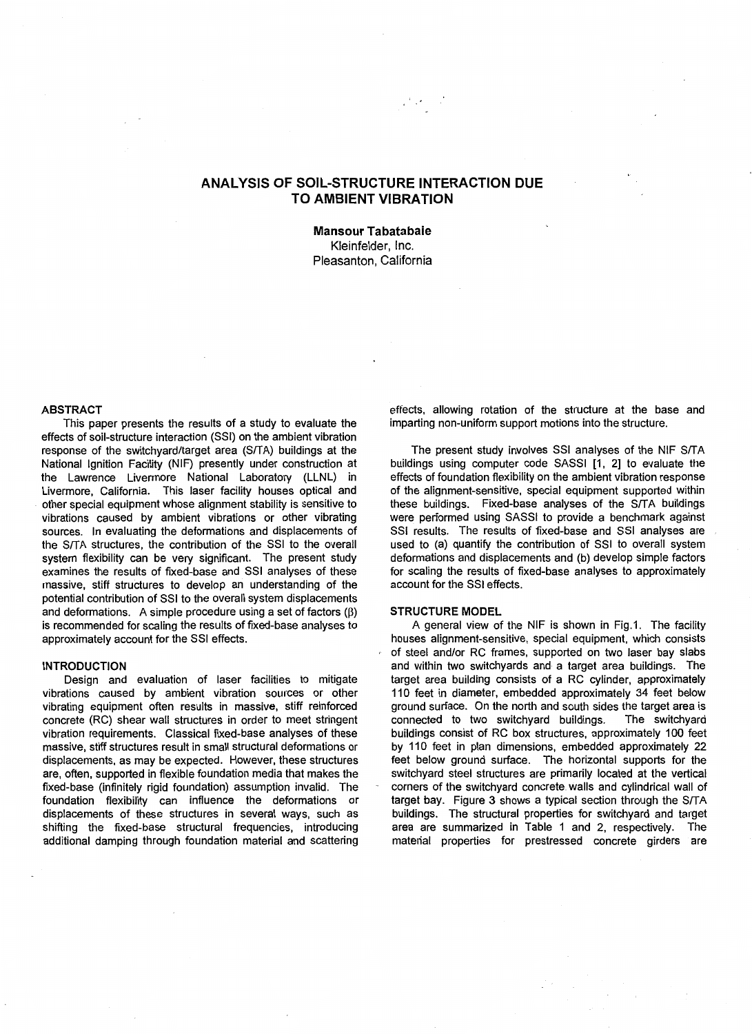# ANALYSIS OF SOIL-STRUCTURE INTERACTION DUE TO AMBIENT VIBRATION

**Mansour Tabatabaie**
Kleinfelder, Inc.
Pleasanton, California

## ABSTRACT

This paper presents the results of a study to evaluate the effects of soil-structure interaction (SSI) on the ambient vibration response of the switchyard/target area (S/TA) buildings at the National Ignition Facility (NIF) presently under construction at the Lawrence Livermore National Laboratory (LLNL) in Livermore, California. This laser facility houses optical and other special equipment whose alignment stability is sensitive to vibrations caused by ambient vibrations or other vibrating sources. In evaluating the deformations and displacements of the S/TA structures, the contribution of the SSI to the overall system flexibility can be very significant. The present study examines the results of fixed-base and SSI analyses of these massive, stiff structures to develop an understanding of the potential contribution of SSI to the overall system displacements and deformations. A simple procedure using a set of factors (β) is recommended for scaling the results of fixed-base analyses to approximately account for the SSI effects.

## INTRODUCTION

Design and evaluation of laser facilities to mitigate vibrations caused by ambient vibration sources or other vibrating equipment often results in massive, stiff reinforced concrete (RC) shear wall structures in order to meet stringent vibration requirements. Classical fixed-base analyses of these massive, stiff structures result in small structural deformations or displacements, as may be expected. However, these structures are, often, supported in flexible foundation media that makes the fixed-base (infinitely rigid foundation) assumption invalid. The foundation flexibility can influence the deformations or displacements of these structures in several ways, such as shifting the fixed-base structural frequencies, introducing additional damping through foundation material and scattering effects, allowing rotation of the structure at the base and imparting non-uniform support motions into the structure.

The present study involves SSI analyses of the NIF S/TA buildings using computer code SASSI [1, 2] to evaluate the effects of foundation flexibility on the ambient vibration response of the alignment-sensitive, special equipment supported within these buildings. Fixed-base analyses of the S/TA buildings were performed using SASSI to provide a benchmark against SSI results. The results of fixed-base and SSI analyses are used to (a) quantify the contribution of SSI to overall system deformations and displacements and (b) develop simple factors for scaling the results of fixed-base analyses to approximately account for the SSI effects.

## STRUCTURE MODEL

A general view of the NIF is shown in Fig.1. The facility houses alignment-sensitive, special equipment, which consists of steel and/or RC frames, supported on two laser bay slabs and within two switchyards and a target area buildings. The target area building consists of a RC cylinder, approximately 110 feet in diameter, embedded approximately 34 feet below ground surface. On the north and south sides the target area is connected to two switchyard buildings. The switchyard buildings consist of RC box structures, approximately 100 feet by 110 feet in plan dimensions, embedded approximately 22 feet below ground surface. The horizontal supports for the switchyard steel structures are primarily located at the vertical corners of the switchyard concrete walls and cylindrical wall of target bay. Figure 3 shows a typical section through the S/TA buildings. The structural properties for switchyard and target area are summarized in Table 1 and 2, respectively. The material properties for prestressed concrete girders are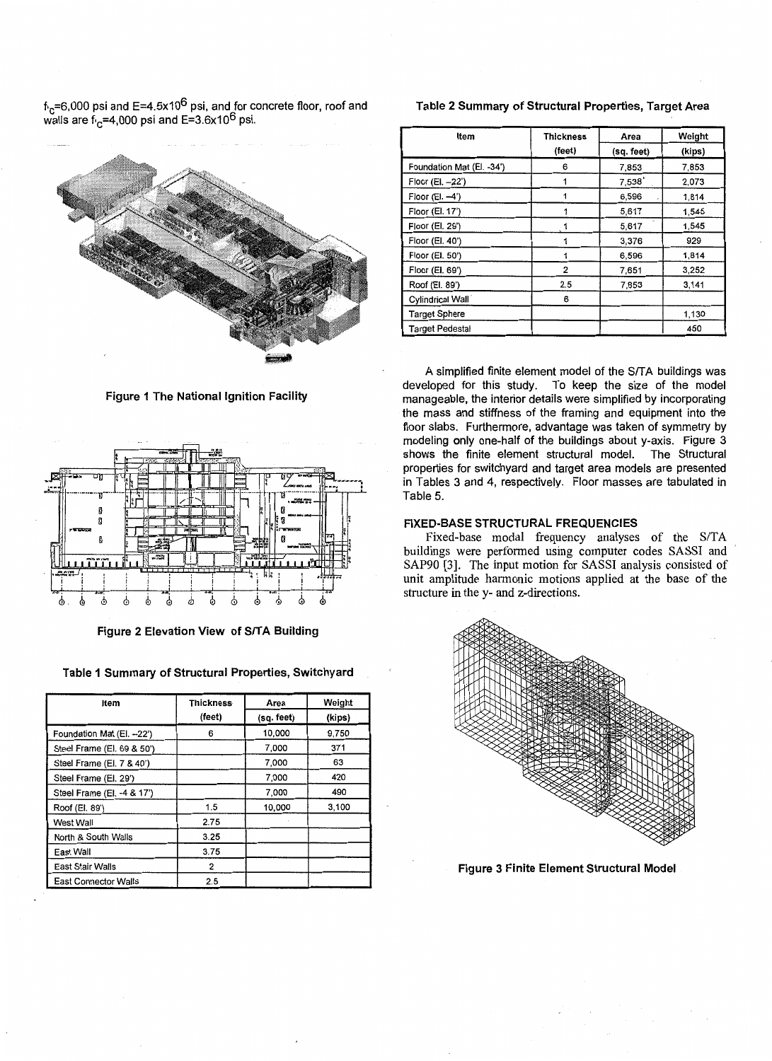$f'_c$=6,000 psi and E=4.5x10$^6$ psi, and for concrete floor, roof and walls are $f'_c$=4,000 psi and E=3.6x10$^6$ psi.

Figure 1 The National Ignition Facility

Figure 2 Elevation View of S/TA Building

**Table 1 Summary of Structural Properties, Switchyard**

| Item | Thickness (feet) | Area (sq. feet) | Weight (kips) |
|---|---|---|---|
| Foundation Mat (El. –22') | 6 | 10,000 | 9,750 |
| Steel Frame (El. 69 & 50') | | 7,000 | 371 |
| Steel Frame (El. 7 & 40') | | 7,000 | 63 |
| Steel Frame (El. 29') | | 7,000 | 420 |
| Steel Frame (El. -4 & 17') | | 7,000 | 490 |
| Roof (El. 89') | 1.5 | 10,000 | 3,100 |
| West Wall | 2.75 | | |
| North & South Walls | 3.25 | | |
| East Wall | 3.75 | | |
| East Stair Walls | 2 | | |
| East Connector Walls | 2.5 | | |

**Table 2 Summary of Structural Properties, Target Area**

| Item | Thickness (feet) | Area (sq. feet) | Weight (kips) |
|---|---|---|---|
| Foundation Mat (El. -34') | 6 | 7,853 | 7,853 |
| Floor (El. –22') | 1 | 7,538 | 2,073 |
| Floor (El. –4') | 1 | 6,596 | 1,814 |
| Floor (El. 17') | 1 | 5,617 | 1,545 |
| Floor (El. 29') | 1 | 5,617 | 1,545 |
| Floor (El. 40') | 1 | 3,376 | 929 |
| Floor (El. 50') | 1 | 6,596 | 1,814 |
| Floor (El. 69') | 2 | 7,651 | 3,252 |
| Roof (El. 89') | 2.5 | 7,853 | 3,141 |
| Cylindrical Wall | 6 | | |
| Target Sphere | | | 1,130 |
| Target Pedestal | | | 450 |

A simplified finite element model of the S/TA buildings was developed for this study. To keep the size of the model manageable, the interior details were simplified by incorporating the mass and stiffness of the framing and equipment into the floor slabs. Furthermore, advantage was taken of symmetry by modeling only one-half of the buildings about y-axis. Figure 3 shows the finite element structural model. The Structural properties for switchyard and target area models are presented in Tables 3 and 4, respectively. Floor masses are tabulated in Table 5.

## FIXED-BASE STRUCTURAL FREQUENCIES

Fixed-base modal frequency analyses of the S/TA buildings were performed using computer codes SASSI and SAP90 [3]. The input motion for SASSI analysis consisted of unit amplitude harmonic motions applied at the base of the structure in the y- and z-directions.

Figure 3 Finite Element Structural Model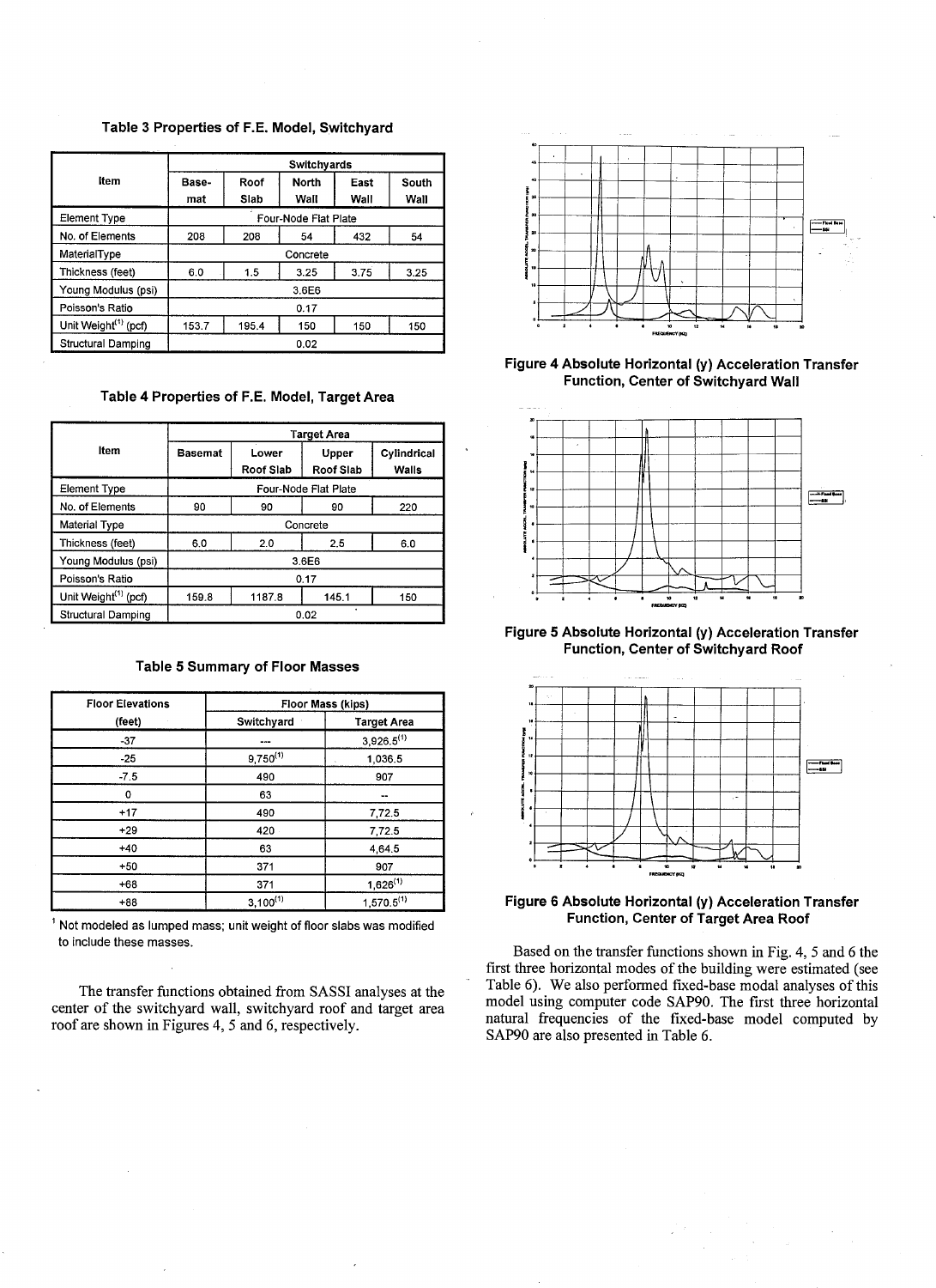**Table 3 Properties of F.E. Model, Switchyard**

| Item | Switchyards | | | | |
|---|---|---|---|---|---|
| | Base-mat | Roof Slab | North Wall | East Wall | South Wall |
| Element Type | Four-Node Flat Plate | | | | |
| No. of Elements | 208 | 208 | 54 | 432 | 54 |
| MaterialType | Concrete | | | | |
| Thickness (feet) | 6.0 | 1.5 | 3.25 | 3.75 | 3.25 |
| Young Modulus (psi) | 3.6E6 | | | | |
| Poisson's Ratio | 0.17 | | | | |
| Unit Weight[1] (pcf) | 153.7 | 195.4 | 150 | 150 | 150 |
| Structural Damping | 0.02 | | | | |

**Table 4 Properties of F.E. Model, Target Area**

| Item | Target Area | | | |
|---|---|---|---|---|
| | Basemat | Lower Roof Slab | Upper Roof Slab | Cylindrical Walls |
| Element Type | Four-Node Flat Plate | | | |
| No. of Elements | 90 | 90 | 90 | 220 |
| Material Type | Concrete | | | |
| Thickness (feet) | 6.0 | 2.0 | 2.5 | 6.0 |
| Young Modulus (psi) | 3.6E6 | | | |
| Poisson's Ratio | 0.17 | | | |
| Unit Weight[1] (pcf) | 159.8 | 1187.8 | 145.1 | 150 |
| Structural Damping | 0.02 | | | |

**Table 5 Summary of Floor Masses**

| Floor Elevations (feet) | Floor Mass (kips) | |
|---|---|---|
| | Switchyard | Target Area |
| -37 | --- | 3,926.5[1] |
| -25 | 9,750[1] | 1,036.5 |
| -7.5 | 490 | 907 |
| 0 | 63 | -- |
| +17 | 490 | 7,72.5 |
| +29 | 420 | 7,72.5 |
| +40 | 63 | 4,64.5 |
| +50 | 371 | 907 |
| +68 | 371 | 1,626[1] |
| +88 | 3,100[1] | 1,570.5[1] |

[1] Not modeled as lumped mass; unit weight of floor slabs was modified to include these masses.

The transfer functions obtained from SASSI analyses at the center of the switchyard wall, switchyard roof and target area roof are shown in Figures 4, 5 and 6, respectively.

**Figure 4 Absolute Horizontal (y) Acceleration Transfer Function, Center of Switchyard Wall**

**Figure 5 Absolute Horizontal (y) Acceleration Transfer Function, Center of Switchyard Roof**

**Figure 6 Absolute Horizontal (y) Acceleration Transfer Function, Center of Target Area Roof**

Based on the transfer functions shown in Fig. 4, 5 and 6 the first three horizontal modes of the building were estimated (see Table 6). We also performed fixed-base modal analyses of this model using computer code SAP90. The first three horizontal natural frequencies of the fixed-base model computed by SAP90 are also presented in Table 6.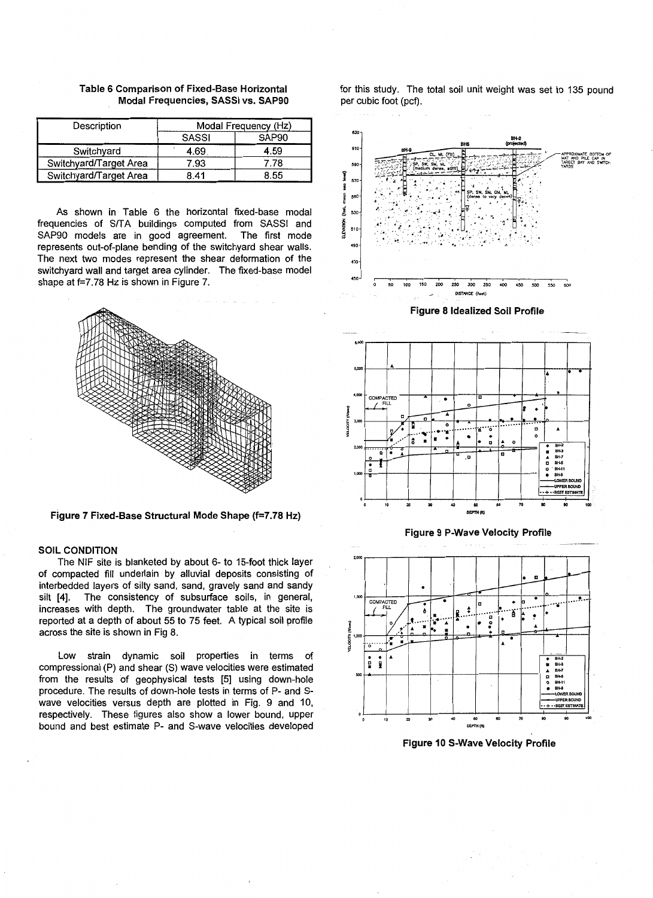**Table 6 Comparison of Fixed-Base Horizontal Modal Frequencies, SASSI vs. SAP90**

| Description | Modal Frequency (Hz) | |
|---|---|---|
| | SASSI | SAP90 |
| Switchyard | 4.69 | 4.59 |
| Switchyard/Target Area | 7.93 | 7.78 |
| Switchyard/Target Area | 8.41 | 8.55 |

As shown in Table 6 the horizontal fixed-base modal frequencies of S/TA buildings computed from SASSI and SAP90 models are in good agreement. The first mode represents out-of-plane bending of the switchyard shear walls. The next two modes represent the shear deformation of the switchyard wall and target area cylinder. The fixed-base model shape at f=7.78 Hz is shown in Figure 7.

**Figure 7 Fixed-Base Structural Mode Shape (f=7.78 Hz)**

## SOIL CONDITION

The NIF site is blanketed by about 6- to 15-foot thick layer of compacted fill underlain by alluvial deposits consisting of interbedded layers of silty sand, sand, gravely sand and sandy silt [4]. The consistency of subsurface soils, in general, increases with depth. The groundwater table at the site is reported at a depth of about 55 to 75 feet. A typical soil profile across the site is shown in Fig 8.

Low strain dynamic soil properties in terms of compressional (P) and shear (S) wave velocities were estimated from the results of geophysical tests [5] using down-hole procedure. The results of down-hole tests in terms of P- and S-wave velocities versus depth are plotted in Fig. 9 and 10, respectively. These figures also show a lower bound, upper bound and best estimate P- and S-wave velocities developed for this study. The total soil unit weight was set to 135 pound per cubic foot (pcf).

**Figure 8 Idealized Soil Profile**

**Figure 9 P-Wave Velocity Profile**

**Figure 10 S-Wave Velocity Profile**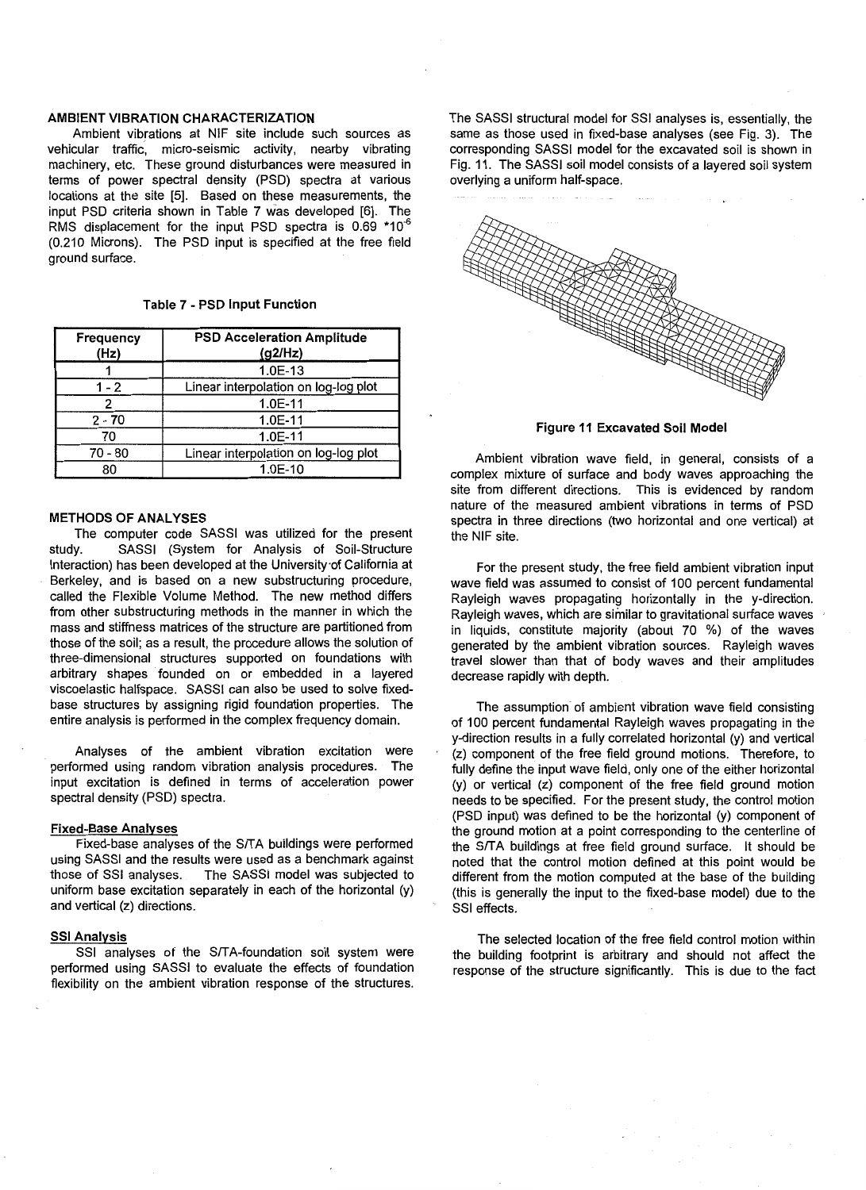## AMBIENT VIBRATION CHARACTERIZATION

Ambient vibrations at NIF site include such sources as vehicular traffic, micro-seismic activity, nearby vibrating machinery, etc. These ground disturbances were measured in terms of power spectral density (PSD) spectra at various locations at the site [5]. Based on these measurements, the input PSD criteria shown in Table 7 was developed [6]. The RMS displacement for the input PSD spectra is 0.69 $*10^{-6}$ (0.210 Microns). The PSD input is specified at the free field ground surface.

**Table 7 - PSD Input Function**

| Frequency (Hz) | PSD Acceleration Amplitude (g2/Hz) |
|---|---|
| 1 | 1.0E-13 |
| 1 - 2 | Linear interpolation on log-log plot |
| 2 | 1.0E-11 |
| 2 - 70 | 1.0E-11 |
| 70 | 1.0E-11 |
| 70 - 80 | Linear interpolation on log-log plot |
| 80 | 1.0E-10 |

## METHODS OF ANALYSES

The computer code SASSI was utilized for the present study. SASSI (System for Analysis of Soil-Structure Interaction) has been developed at the University of California at Berkeley, and is based on a new substructuring procedure, called the Flexible Volume Method. The new method differs from other substructuring methods in the manner in which the mass and stiffness matrices of the structure are partitioned from those of the soil; as a result, the procedure allows the solution of three-dimensional structures supported on foundations with arbitrary shapes founded on or embedded in a layered viscoelastic halfspace. SASSI can also be used to solve fixed-base structures by assigning rigid foundation properties. The entire analysis is performed in the complex frequency domain.

Analyses of the ambient vibration excitation were performed using random vibration analysis procedures. The input excitation is defined in terms of acceleration power spectral density (PSD) spectra.

### Fixed-Base Analyses

Fixed-base analyses of the S/TA buildings were performed using SASSI and the results were used as a benchmark against those of SSI analyses. The SASSI model was subjected to uniform base excitation separately in each of the horizontal (y) and vertical (z) directions.

### SSI Analysis

SSI analyses of the S/TA-foundation soil system were performed using SASSI to evaluate the effects of foundation flexibility on the ambient vibration response of the structures. The SASSI structural model for SSI analyses is, essentially, the same as those used in fixed-base analyses (see Fig. 3). The corresponding SASSI model for the excavated soil is shown in Fig. 11. The SASSI soil model consists of a layered soil system overlying a uniform half-space.

**Figure 11 Excavated Soil Model**

Ambient vibration wave field, in general, consists of a complex mixture of surface and body waves approaching the site from different directions. This is evidenced by random nature of the measured ambient vibrations in terms of PSD spectra in three directions (two horizontal and one vertical) at the NIF site.

For the present study, the free field ambient vibration input wave field was assumed to consist of 100 percent fundamental Rayleigh waves propagating horizontally in the y-direction. Rayleigh waves, which are similar to gravitational surface waves in liquids, constitute majority (about 70 %) of the waves generated by the ambient vibration sources. Rayleigh waves travel slower than that of body waves and their amplitudes decrease rapidly with depth.

The assumption of ambient vibration wave field consisting of 100 percent fundamental Rayleigh waves propagating in the y-direction results in a fully correlated horizontal (y) and vertical (z) component of the free field ground motions. Therefore, to fully define the input wave field, only one of the either horizontal (y) or vertical (z) component of the free field ground motion needs to be specified. For the present study, the control motion (PSD input) was defined to be the horizontal (y) component of the ground motion at a point corresponding to the centerline of the S/TA buildings at free field ground surface. It should be noted that the control motion defined at this point would be different from the motion computed at the base of the building (this is generally the input to the fixed-base model) due to the SSI effects.

The selected location of the free field control motion within the building footprint is arbitrary and should not affect the response of the structure significantly. This is due to the fact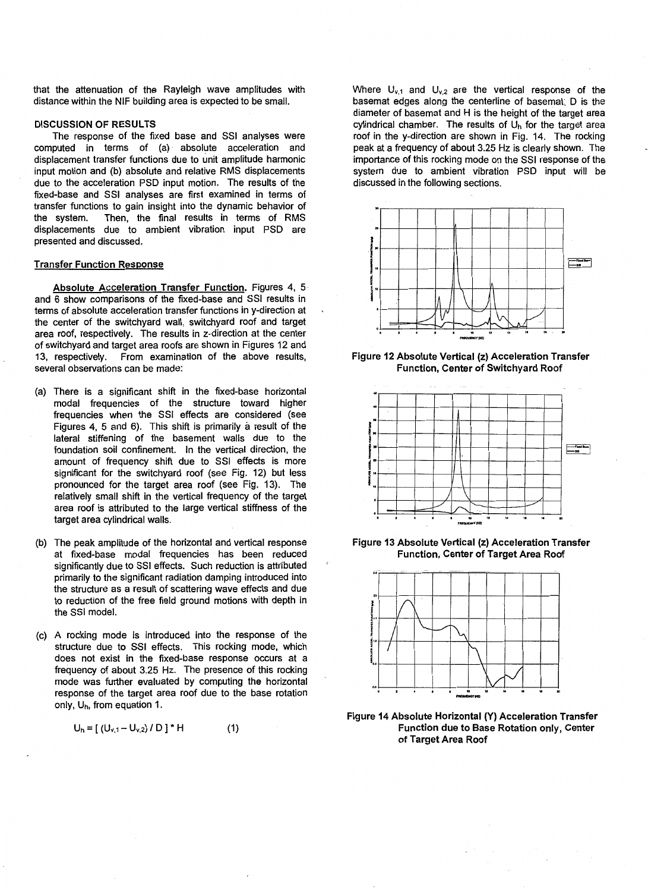that the attenuation of the Rayleigh wave amplitudes with distance within the NIF building area is expected to be small.

## DISCUSSION OF RESULTS

The response of the fixed base and SSI analyses were computed in terms of (a) absolute acceleration and displacement transfer functions due to unit amplitude harmonic input motion and (b) absolute and relative RMS displacements due to the acceleration PSD input motion. The results of the fixed-base and SSI analyses are first examined in terms of transfer functions to gain insight into the dynamic behavior of the system. Then, the final results in terms of RMS displacements due to ambient vibration input PSD are presented and discussed.

### Transfer Function Response

**Absolute Acceleration Transfer Function.** Figures 4, 5 and 6 show comparisons of the fixed-base and SSI results in terms of absolute acceleration transfer functions in y-direction at the center of the switchyard wall, switchyard roof and target area roof, respectively. The results in z-direction at the center of switchyard and target area roofs are shown in Figures 12 and 13, respectively. From examination of the above results, several observations can be made:

(a) There is a significant shift in the fixed-base horizontal modal frequencies of the structure toward higher frequencies when the SSI effects are considered (see Figures 4, 5 and 6). This shift is primarily a result of the lateral stiffening of the basement walls due to the foundation soil confinement. In the vertical direction, the amount of frequency shift due to SSI effects is more significant for the switchyard roof (see Fig. 12) but less pronounced for the target area roof (see Fig. 13). The relatively small shift in the vertical frequency of the target area roof is attributed to the large vertical stiffness of the target area cylindrical walls.

(b) The peak amplitude of the horizontal and vertical response at fixed-base modal frequencies has been reduced significantly due to SSI effects. Such reduction is attributed primarily to the significant radiation damping introduced into the structure as a result of scattering wave effects and due to reduction of the free field ground motions with depth in the SSI model.

(c) A rocking mode is introduced into the response of the structure due to SSI effects. This rocking mode, which does not exist in the fixed-base response occurs at a frequency of about 3.25 Hz. The presence of this rocking mode was further evaluated by computing the horizontal response of the target area roof due to the base rotation only, $U_h$, from equation 1.

$$U_h = [ (U_{v,1} - U_{v,2}) / D ] * H \qquad (1)$$

Where $U_{v,1}$ and $U_{v,2}$ are the vertical response of the basemat edges along the centerline of basemat; D is the diameter of basemat and H is the height of the target area cylindrical chamber. The results of $U_h$ for the target area roof in the y-direction are shown in Fig. 14. The rocking peak at a frequency of about 3.25 Hz is clearly shown. The importance of this rocking mode on the SSI response of the system due to ambient vibration PSD input will be discussed in the following sections.

**Figure 12 Absolute Vertical (z) Acceleration Transfer Function, Center of Switchyard Roof**

**Figure 13 Absolute Vertical (z) Acceleration Transfer Function, Center of Target Area Roof**

**Figure 14 Absolute Horizontal (Y) Acceleration Transfer Function due to Base Rotation only, Center of Target Area Roof**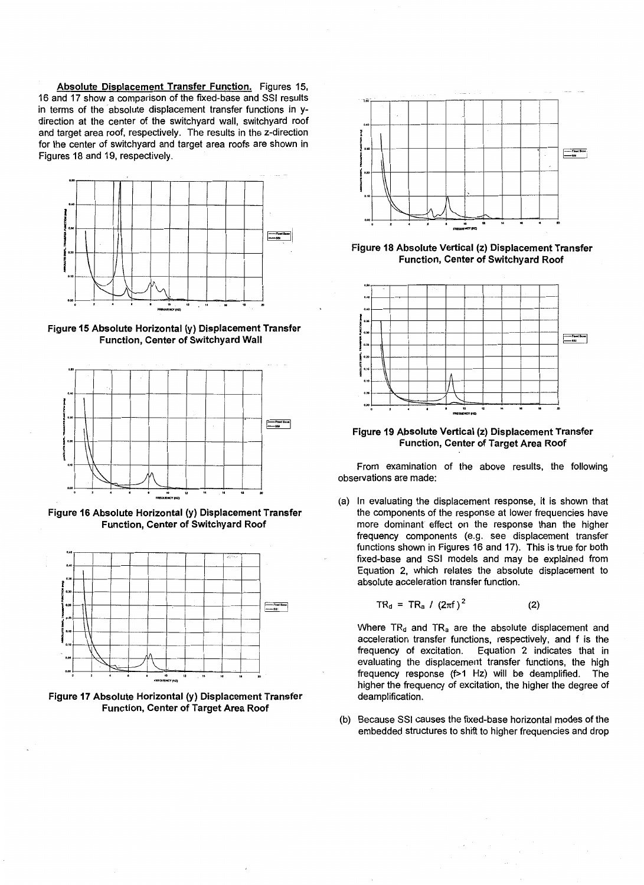**Absolute Displacement Transfer Function.** Figures 15, 16 and 17 show a comparison of the fixed-base and SSI results in terms of the absolute displacement transfer functions in y-direction at the center of the switchyard wall, switchyard roof and target area roof, respectively. The results in the z-direction for the center of switchyard and target area roofs are shown in Figures 18 and 19, respectively.

Figure 15 Absolute Horizontal (y) Displacement Transfer Function, Center of Switchyard Wall

Figure 16 Absolute Horizontal (y) Displacement Transfer Function, Center of Switchyard Roof

Figure 17 Absolute Horizontal (y) Displacement Transfer Function, Center of Target Area Roof

Figure 18 Absolute Vertical (z) Displacement Transfer Function, Center of Switchyard Roof

Figure 19 Absolute Vertical (z) Displacement Transfer Function, Center of Target Area Roof

From examination of the above results, the following observations are made:

(a) In evaluating the displacement response, it is shown that the components of the response at lower frequencies have more dominant effect on the response than the higher frequency components (e.g. see displacement transfer functions shown in Figures 16 and 17). This is true for both fixed-base and SSI models and may be explained from Equation 2, which relates the absolute displacement to absolute acceleration transfer function.

$$TR_d = TR_a / (2\pi f)^2 \qquad (2)$$

Where $TR_d$ and $TR_a$ are the absolute displacement and acceleration transfer functions, respectively, and f is the frequency of excitation. Equation 2 indicates that in evaluating the displacement transfer functions, the high frequency response (f>1 Hz) will be deamplified. The higher the frequency of excitation, the higher the degree of deamplification.

(b) Because SSI causes the fixed-base horizontal modes of the embedded structures to shift to higher frequencies and drop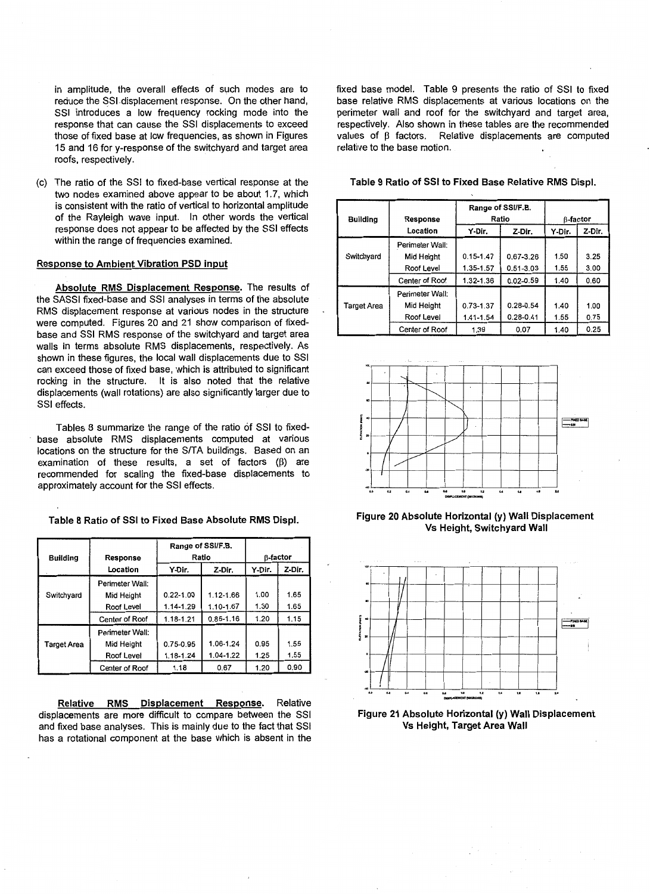in amplitude, the overall effects of such modes are to reduce the SSI displacement response. On the other hand, SSI introduces a low frequency rocking mode into the response that can cause the SSI displacements to exceed those of fixed base at low frequencies, as shown in Figures 15 and 16 for y-response of the switchyard and target area roofs, respectively.

(c) The ratio of the SSI to fixed-base vertical response at the two nodes examined above appear to be about 1.7, which is consistent with the ratio of vertical to horizontal amplitude of the Rayleigh wave input. In other words the vertical response does not appear to be affected by the SSI effects within the range of frequencies examined.

### Response to Ambient Vibration PSD Input

**Absolute RMS Displacement Response.** The results of the SASSI fixed-base and SSI analyses in terms of the absolute RMS displacement response at various nodes in the structure were computed. Figures 20 and 21 show comparison of fixed-base and SSI RMS response of the switchyard and target area walls in terms absolute RMS displacements, respectively. As shown in these figures, the local wall displacements due to SSI can exceed those of fixed base, which is attributed to significant rocking in the structure. It is also noted that the relative displacements (wall rotations) are also significantly larger due to SSI effects.

Tables 8 summarize the range of the ratio of SSI to fixed-base absolute RMS displacements computed at various locations on the structure for the S/TA buildings. Based on an examination of these results, a set of factors (β) are recommended for scaling the fixed-base displacements to approximately account for the SSI effects.

**Table 8 Ratio of SSI to Fixed Base Absolute RMS Displ.**

| Building | Response Location | Range of SSI/F.B. Ratio | | β-factor | |
|---|---|---|---|---|---|
| | | Y-Dir. | Z-Dir. | Y-Dir. | Z-Dir. |
| Switchyard | Perimeter Wall: | | | | |
| | Mid Height | 0.22-1.00 | 1.12-1.66 | 1.00 | 1.65 |
| | Roof Level | 1.14-1.29 | 1.10-1.67 | 1.30 | 1.65 |
| | Center of Roof | 1.18-1.21 | 0.85-1.16 | 1.20 | 1.15 |
| Target Area | Perimeter Wall: | | | | |
| | Mid Height | 0.75-0.95 | 1.06-1.24 | 0.95 | 1.55 |
| | Roof Level | 1.18-1.24 | 1.04-1.22 | 1.25 | 1.55 |
| | Center of Roof | 1.18 | 0.67 | 1.20 | 0.90 |

**Relative RMS Displacement Response.** Relative displacements are more difficult to compare between the SSI and fixed base analyses. This is mainly due to the fact that SSI has a rotational component at the base which is absent in the fixed base model. Table 9 presents the ratio of SSI to fixed base relative RMS displacements at various locations on the perimeter wall and roof for the switchyard and target area, respectively. Also shown in these tables are the recommended values of β factors. Relative displacements are computed relative to the base motion.

**Table 9 Ratio of SSI to Fixed Base Relative RMS Displ.**

| Building | Response Location | Range of SSI/F.B. Ratio | | β-factor | |
|---|---|---|---|---|---|
| | | Y-Dir. | Z-Dir. | Y-Dir. | Z-Dir. |
| Switchyard | Perimeter Wall: | | | | |
| | Mid Height | 0.15-1.47 | 0.67-3.26 | 1.50 | 3.25 |
| | Roof Level | 1.35-1.57 | 0.51-3.03 | 1.55 | 3.00 |
| | Center of Roof | 1.32-1.36 | 0.02-0.59 | 1.40 | 0.60 |
| Target Area | Perimeter Wall: | | | | |
| | Mid Height | 0.73-1.37 | 0.28-0.54 | 1.40 | 1.00 |
| | Roof Level | 1.41-1.54 | 0.28-0.41 | 1.55 | 0.75 |
| | Center of Roof | 1.39 | 0.07 | 1.40 | 0.25 |

**Figure 20 Absolute Horizontal (y) Wall Displacement Vs Height, Switchyard Wall**

**Figure 21 Absolute Horizontal (y) Wall Displacement Vs Height, Target Area Wall**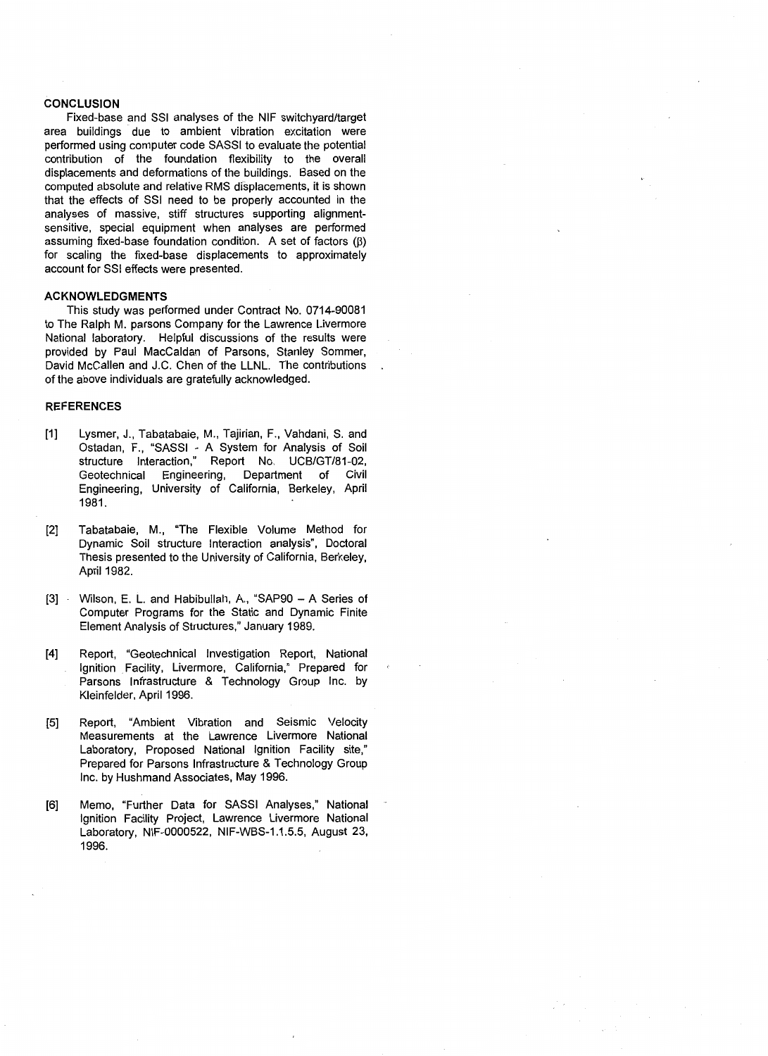## CONCLUSION

Fixed-base and SSI analyses of the NIF switchyard/target area buildings due to ambient vibration excitation were performed using computer code SASSI to evaluate the potential contribution of the foundation flexibility to the overall displacements and deformations of the buildings. Based on the computed absolute and relative RMS displacements, it is shown that the effects of SSI need to be properly accounted in the analyses of massive, stiff structures supporting alignment-sensitive, special equipment when analyses are performed assuming fixed-base foundation condition. A set of factors ($\beta$) for scaling the fixed-base displacements to approximately account for SSI effects were presented.

## ACKNOWLEDGMENTS

This study was performed under Contract No. 0714-90081 to The Ralph M. parsons Company for the Lawrence Livermore National laboratory. Helpful discussions of the results were provided by Paul MacCaldan of Parsons, Stanley Sommer, David McCallen and J.C. Chen of the LLNL. The contributions of the above individuals are gratefully acknowledged.

## REFERENCES

[1] Lysmer, J., Tabatabaie, M., Tajirian, F., Vahdani, S. and Ostadan, F., "SASSI - A System for Analysis of Soil structure Interaction," Report No. UCB/GT/81-02, Geotechnical Engineering, Department of Civil Engineering, University of California, Berkeley, April 1981.

[2] Tabatabaie, M., "The Flexible Volume Method for Dynamic Soil structure Interaction analysis", Doctoral Thesis presented to the University of California, Berkeley, April 1982.

[3] Wilson, E. L. and Habibullah, A., "SAP90 – A Series of Computer Programs for the Static and Dynamic Finite Element Analysis of Structures," January 1989.

[4] Report, "Geotechnical Investigation Report, National Ignition Facility, Livermore, California," Prepared for Parsons Infrastructure & Technology Group Inc. by Kleinfelder, April 1996.

[5] Report, "Ambient Vibration and Seismic Velocity Measurements at the Lawrence Livermore National Laboratory, Proposed National Ignition Facility site," Prepared for Parsons Infrastructure & Technology Group Inc. by Hushmand Associates, May 1996.

[6] Memo, "Further Data for SASSI Analyses," National Ignition Facility Project, Lawrence Livermore National Laboratory, NIF-0000522, NIF-WBS-1.1.5.5, August 23, 1996.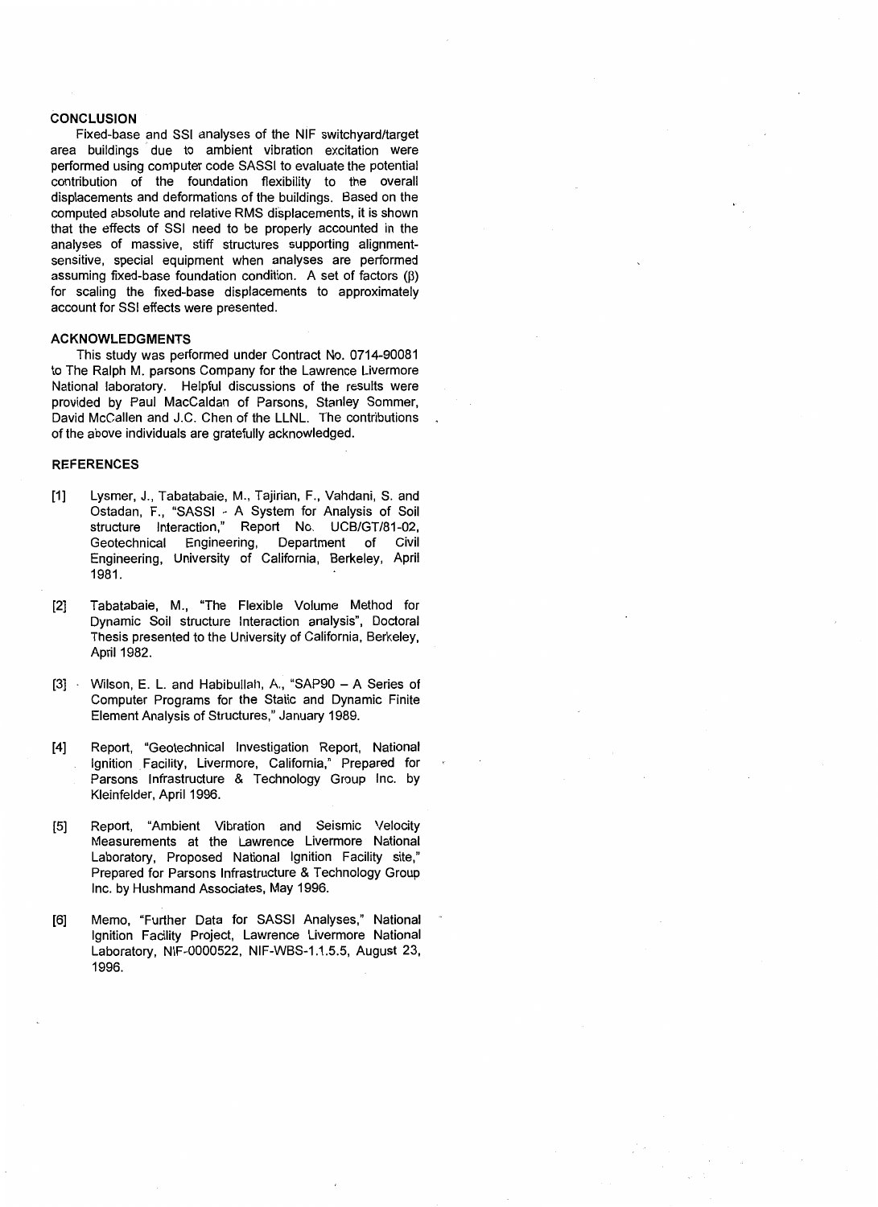## CONCLUSION

Fixed-base and SSI analyses of the NIF switchyard/target area buildings due to ambient vibration excitation were performed using computer code SASSI to evaluate the potential contribution of the foundation flexibility to the overall displacements and deformations of the buildings. Based on the computed absolute and relative RMS displacements, it is shown that the effects of SSI need to be properly accounted in the analyses of massive, stiff structures supporting alignment-sensitive, special equipment when analyses are performed assuming fixed-base foundation condition. A set of factors ($\beta$) for scaling the fixed-base displacements to approximately account for SSI effects were presented.

## ACKNOWLEDGMENTS

This study was performed under Contract No. 0714-90081 to The Ralph M. parsons Company for the Lawrence Livermore National laboratory. Helpful discussions of the results were provided by Paul MacCaldan of Parsons, Stanley Sommer, David McCallen and J.C. Chen of the LLNL. The contributions of the above individuals are gratefully acknowledged.

## REFERENCES

[1] Lysmer, J., Tabatabaie, M., Tajirian, F., Vahdani, S. and Ostadan, F., "SASSI - A System for Analysis of Soil structure Interaction," Report No. UCB/GT/81-02, Geotechnical Engineering, Department of Civil Engineering, University of California, Berkeley, April 1981.

[2] Tabatabaie, M., "The Flexible Volume Method for Dynamic Soil structure Interaction analysis", Doctoral Thesis presented to the University of California, Berkeley, April 1982.

[3] Wilson, E. L. and Habibullah, A., "SAP90 – A Series of Computer Programs for the Static and Dynamic Finite Element Analysis of Structures," January 1989.

[4] Report, "Geotechnical Investigation Report, National Ignition Facility, Livermore, California," Prepared for Parsons Infrastructure & Technology Group Inc. by Kleinfelder, April 1996.

[5] Report, "Ambient Vibration and Seismic Velocity Measurements at the Lawrence Livermore National Laboratory, Proposed National Ignition Facility site," Prepared for Parsons Infrastructure & Technology Group Inc. by Hushmand Associates, May 1996.

[6] Memo, "Further Data for SASSI Analyses," National Ignition Facility Project, Lawrence Livermore National Laboratory, NIF-0000522, NIF-WBS-1.1.5.5, August 23, 1996.